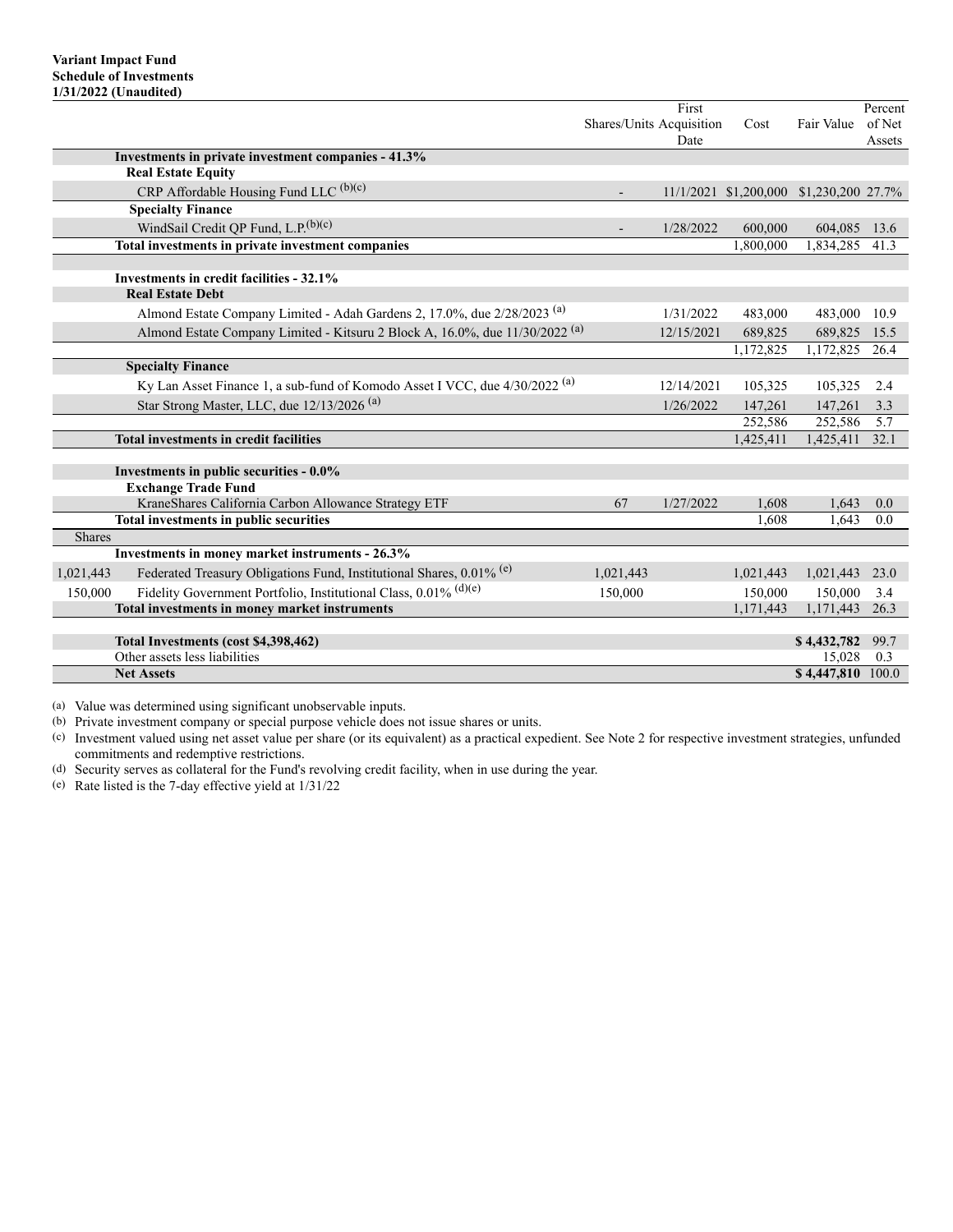**Variant Impact Fund**
**Schedule of Investments**
**1/31/2022 (Unaudited)**

| | | Shares/Units | First Acquisition Date | Cost | Fair Value | Percent of Net Assets |
|---|---|---|---|---|---|---|
| | **Investments in private investment companies - 41.3%** | | | | | |
| | **Real Estate Equity** | | | | | |
| | CRP Affordable Housing Fund LLC [(b)(c)] | - | 11/1/2021 | $1,200,000 | $1,230,200 | 27.7% |
| | **Specialty Finance** | | | | | |
| | WindSail Credit QP Fund, L.P.[(b)(c)] | - | 1/28/2022 | 600,000 | 604,085 | 13.6 |
| | **Total investments in private investment companies** | | | 1,800,000 | 1,834,285 | 41.3 |
| | | | | | | |
| | **Investments in credit facilities - 32.1%** | | | | | |
| | **Real Estate Debt** | | | | | |
| | Almond Estate Company Limited - Adah Gardens 2, 17.0%, due 2/28/2023 [(a)] | | 1/31/2022 | 483,000 | 483,000 | 10.9 |
| | Almond Estate Company Limited - Kitsuru 2 Block A, 16.0%, due 11/30/2022 [(a)] | | 12/15/2021 | 689,825 | 689,825 | 15.5 |
| | | | | 1,172,825 | 1,172,825 | 26.4 |
| | **Specialty Finance** | | | | | |
| | Ky Lan Asset Finance 1, a sub-fund of Komodo Asset I VCC, due 4/30/2022 [(a)] | | 12/14/2021 | 105,325 | 105,325 | 2.4 |
| | Star Strong Master, LLC, due 12/13/2026 [(a)] | | 1/26/2022 | 147,261 | 147,261 | 3.3 |
| | | | | 252,586 | 252,586 | 5.7 |
| | **Total investments in credit facilities** | | | 1,425,411 | 1,425,411 | 32.1 |
| | | | | | | |
| | **Investments in public securities - 0.0%** | | | | | |
| | **Exchange Trade Fund** | | | | | |
| | KraneShares California Carbon Allowance Strategy ETF | 67 | 1/27/2022 | 1,608 | 1,643 | 0.0 |
| | **Total investments in public securities** | | | 1,608 | 1,643 | 0.0 |
| Shares | | | | | | |
| | **Investments in money market instruments - 26.3%** | | | | | |
| 1,021,443 | Federated Treasury Obligations Fund, Institutional Shares, 0.01% [(e)] | 1,021,443 | | 1,021,443 | 1,021,443 | 23.0 |
| 150,000 | Fidelity Government Portfolio, Institutional Class, 0.01% [(d)(e)] | 150,000 | | 150,000 | 150,000 | 3.4 |
| | **Total investments in money market instruments** | | | 1,171,443 | 1,171,443 | 26.3 |
| | | | | | | |
| | **Total Investments (cost $4,398,462)** | | | | **$ 4,432,782** | 99.7 |
| | Other assets less liabilities | | | | 15,028 | 0.3 |
| | **Net Assets** | | | | **$ 4,447,810** | 100.0 |

(a) Value was determined using significant unobservable inputs.

(b) Private investment company or special purpose vehicle does not issue shares or units.

(c) Investment valued using net asset value per share (or its equivalent) as a practical expedient. See Note 2 for respective investment strategies, unfunded commitments and redemptive restrictions.

(d) Security serves as collateral for the Fund's revolving credit facility, when in use during the year.

(e) Rate listed is the 7-day effective yield at 1/31/22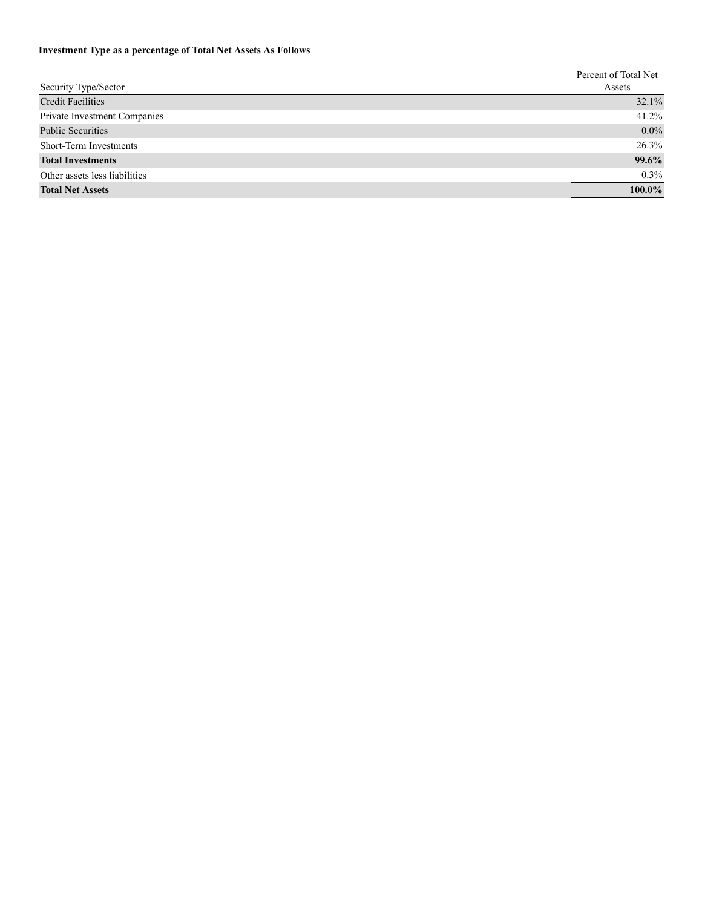**Investment Type as a percentage of Total Net Assets As Follows**

| Security Type/Sector | Percent of Total Net Assets |
|---|---|
| Credit Facilities | 32.1% |
| Private Investment Companies | 41.2% |
| Public Securities | 0.0% |
| Short-Term Investments | 26.3% |
| **Total Investments** | **99.6%** |
| Other assets less liabilities | 0.3% |
| **Total Net Assets** | **100.0%** |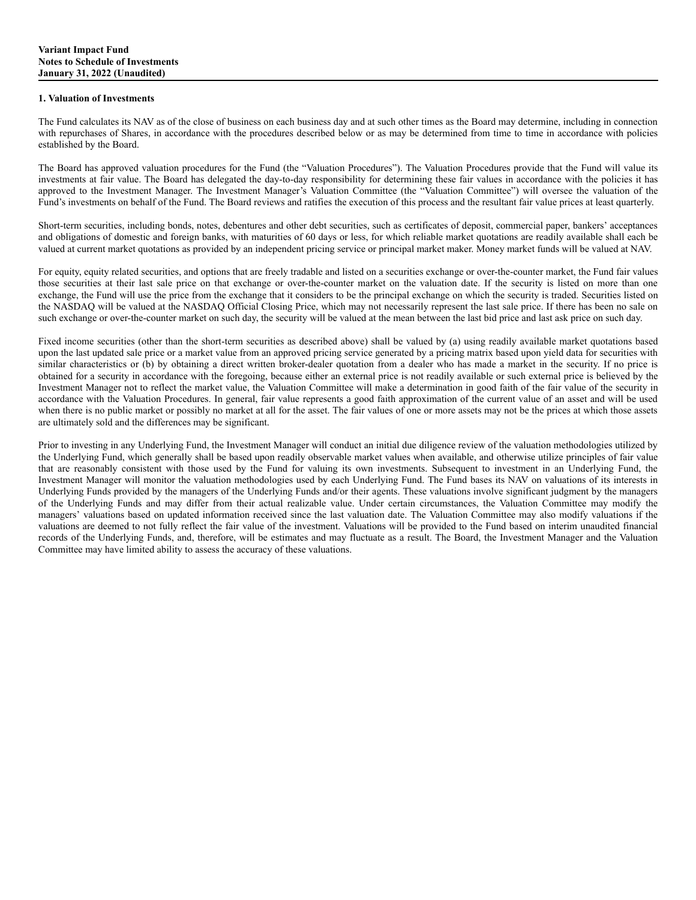**Variant Impact Fund**
**Notes to Schedule of Investments**
**January 31, 2022 (Unaudited)**

## 1. Valuation of Investments

The Fund calculates its NAV as of the close of business on each business day and at such other times as the Board may determine, including in connection with repurchases of Shares, in accordance with the procedures described below or as may be determined from time to time in accordance with policies established by the Board.

The Board has approved valuation procedures for the Fund (the "Valuation Procedures"). The Valuation Procedures provide that the Fund will value its investments at fair value. The Board has delegated the day-to-day responsibility for determining these fair values in accordance with the policies it has approved to the Investment Manager. The Investment Manager's Valuation Committee (the "Valuation Committee") will oversee the valuation of the Fund's investments on behalf of the Fund. The Board reviews and ratifies the execution of this process and the resultant fair value prices at least quarterly.

Short-term securities, including bonds, notes, debentures and other debt securities, such as certificates of deposit, commercial paper, bankers' acceptances and obligations of domestic and foreign banks, with maturities of 60 days or less, for which reliable market quotations are readily available shall each be valued at current market quotations as provided by an independent pricing service or principal market maker. Money market funds will be valued at NAV.

For equity, equity related securities, and options that are freely tradable and listed on a securities exchange or over-the-counter market, the Fund fair values those securities at their last sale price on that exchange or over-the-counter market on the valuation date. If the security is listed on more than one exchange, the Fund will use the price from the exchange that it considers to be the principal exchange on which the security is traded. Securities listed on the NASDAQ will be valued at the NASDAQ Official Closing Price, which may not necessarily represent the last sale price. If there has been no sale on such exchange or over-the-counter market on such day, the security will be valued at the mean between the last bid price and last ask price on such day.

Fixed income securities (other than the short-term securities as described above) shall be valued by (a) using readily available market quotations based upon the last updated sale price or a market value from an approved pricing service generated by a pricing matrix based upon yield data for securities with similar characteristics or (b) by obtaining a direct written broker-dealer quotation from a dealer who has made a market in the security. If no price is obtained for a security in accordance with the foregoing, because either an external price is not readily available or such external price is believed by the Investment Manager not to reflect the market value, the Valuation Committee will make a determination in good faith of the fair value of the security in accordance with the Valuation Procedures. In general, fair value represents a good faith approximation of the current value of an asset and will be used when there is no public market or possibly no market at all for the asset. The fair values of one or more assets may not be the prices at which those assets are ultimately sold and the differences may be significant.

Prior to investing in any Underlying Fund, the Investment Manager will conduct an initial due diligence review of the valuation methodologies utilized by the Underlying Fund, which generally shall be based upon readily observable market values when available, and otherwise utilize principles of fair value that are reasonably consistent with those used by the Fund for valuing its own investments. Subsequent to investment in an Underlying Fund, the Investment Manager will monitor the valuation methodologies used by each Underlying Fund. The Fund bases its NAV on valuations of its interests in Underlying Funds provided by the managers of the Underlying Funds and/or their agents. These valuations involve significant judgment by the managers of the Underlying Funds and may differ from their actual realizable value. Under certain circumstances, the Valuation Committee may modify the managers' valuations based on updated information received since the last valuation date. The Valuation Committee may also modify valuations if the valuations are deemed to not fully reflect the fair value of the investment. Valuations will be provided to the Fund based on interim unaudited financial records of the Underlying Funds, and, therefore, will be estimates and may fluctuate as a result. The Board, the Investment Manager and the Valuation Committee may have limited ability to assess the accuracy of these valuations.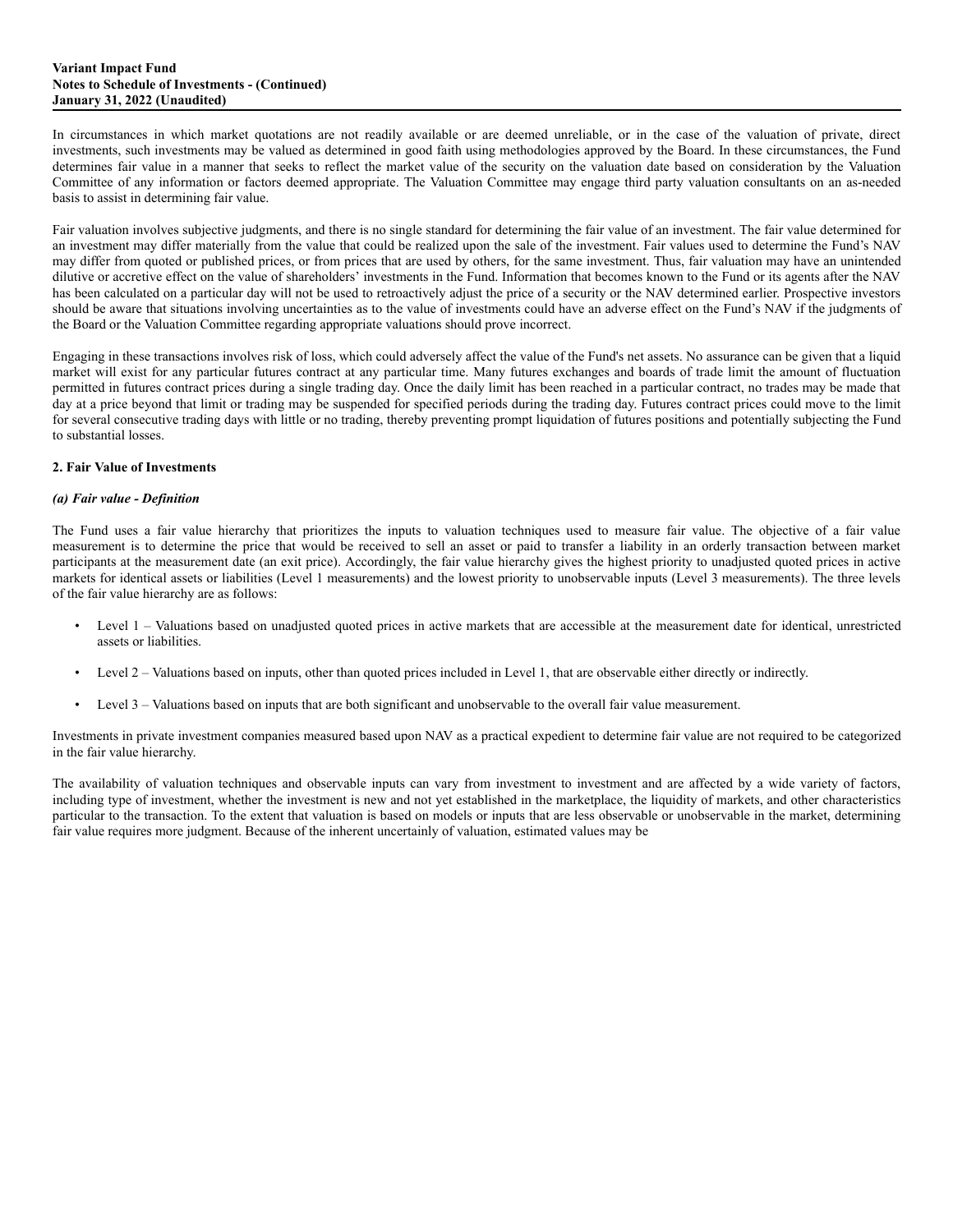In circumstances in which market quotations are not readily available or are deemed unreliable, or in the case of the valuation of private, direct investments, such investments may be valued as determined in good faith using methodologies approved by the Board. In these circumstances, the Fund determines fair value in a manner that seeks to reflect the market value of the security on the valuation date based on consideration by the Valuation Committee of any information or factors deemed appropriate. The Valuation Committee may engage third party valuation consultants on an as-needed basis to assist in determining fair value.

Fair valuation involves subjective judgments, and there is no single standard for determining the fair value of an investment. The fair value determined for an investment may differ materially from the value that could be realized upon the sale of the investment. Fair values used to determine the Fund's NAV may differ from quoted or published prices, or from prices that are used by others, for the same investment. Thus, fair valuation may have an unintended dilutive or accretive effect on the value of shareholders' investments in the Fund. Information that becomes known to the Fund or its agents after the NAV has been calculated on a particular day will not be used to retroactively adjust the price of a security or the NAV determined earlier. Prospective investors should be aware that situations involving uncertainties as to the value of investments could have an adverse effect on the Fund's NAV if the judgments of the Board or the Valuation Committee regarding appropriate valuations should prove incorrect.

Engaging in these transactions involves risk of loss, which could adversely affect the value of the Fund's net assets. No assurance can be given that a liquid market will exist for any particular futures contract at any particular time. Many futures exchanges and boards of trade limit the amount of fluctuation permitted in futures contract prices during a single trading day. Once the daily limit has been reached in a particular contract, no trades may be made that day at a price beyond that limit or trading may be suspended for specified periods during the trading day. Futures contract prices could move to the limit for several consecutive trading days with little or no trading, thereby preventing prompt liquidation of futures positions and potentially subjecting the Fund to substantial losses.

## 2. Fair Value of Investments

### *(a) Fair value - Definition*

The Fund uses a fair value hierarchy that prioritizes the inputs to valuation techniques used to measure fair value. The objective of a fair value measurement is to determine the price that would be received to sell an asset or paid to transfer a liability in an orderly transaction between market participants at the measurement date (an exit price). Accordingly, the fair value hierarchy gives the highest priority to unadjusted quoted prices in active markets for identical assets or liabilities (Level 1 measurements) and the lowest priority to unobservable inputs (Level 3 measurements). The three levels of the fair value hierarchy are as follows:

- Level 1 – Valuations based on unadjusted quoted prices in active markets that are accessible at the measurement date for identical, unrestricted assets or liabilities.
- Level 2 – Valuations based on inputs, other than quoted prices included in Level 1, that are observable either directly or indirectly.
- Level 3 – Valuations based on inputs that are both significant and unobservable to the overall fair value measurement.

Investments in private investment companies measured based upon NAV as a practical expedient to determine fair value are not required to be categorized in the fair value hierarchy.

The availability of valuation techniques and observable inputs can vary from investment to investment and are affected by a wide variety of factors, including type of investment, whether the investment is new and not yet established in the marketplace, the liquidity of markets, and other characteristics particular to the transaction. To the extent that valuation is based on models or inputs that are less observable or unobservable in the market, determining fair value requires more judgment. Because of the inherent uncertainly of valuation, estimated values may be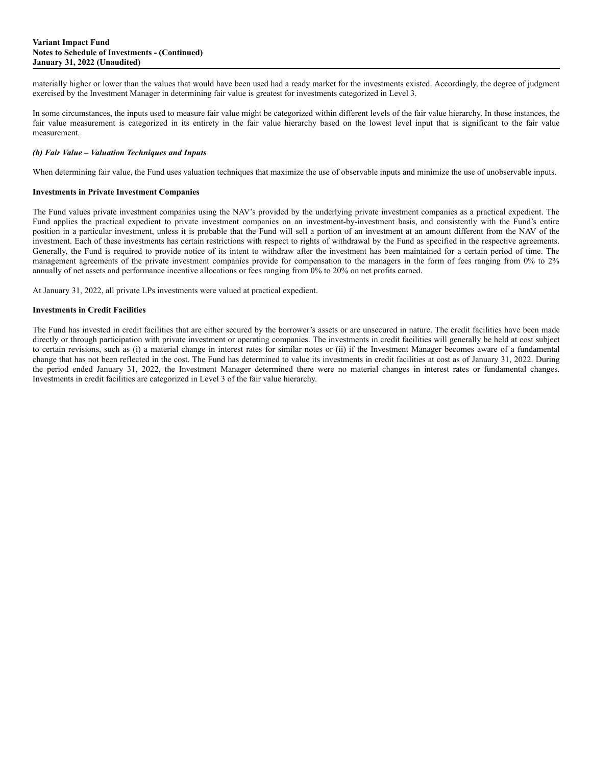materially higher or lower than the values that would have been used had a ready market for the investments existed. Accordingly, the degree of judgment exercised by the Investment Manager in determining fair value is greatest for investments categorized in Level 3.

In some circumstances, the inputs used to measure fair value might be categorized within different levels of the fair value hierarchy. In those instances, the fair value measurement is categorized in its entirety in the fair value hierarchy based on the lowest level input that is significant to the fair value measurement.

***(b) Fair Value – Valuation Techniques and Inputs***

When determining fair value, the Fund uses valuation techniques that maximize the use of observable inputs and minimize the use of unobservable inputs.

**Investments in Private Investment Companies**

The Fund values private investment companies using the NAV's provided by the underlying private investment companies as a practical expedient. The Fund applies the practical expedient to private investment companies on an investment-by-investment basis, and consistently with the Fund's entire position in a particular investment, unless it is probable that the Fund will sell a portion of an investment at an amount different from the NAV of the investment. Each of these investments has certain restrictions with respect to rights of withdrawal by the Fund as specified in the respective agreements. Generally, the Fund is required to provide notice of its intent to withdraw after the investment has been maintained for a certain period of time. The management agreements of the private investment companies provide for compensation to the managers in the form of fees ranging from 0% to 2% annually of net assets and performance incentive allocations or fees ranging from 0% to 20% on net profits earned.

At January 31, 2022, all private LPs investments were valued at practical expedient.

**Investments in Credit Facilities**

The Fund has invested in credit facilities that are either secured by the borrower's assets or are unsecured in nature. The credit facilities have been made directly or through participation with private investment or operating companies. The investments in credit facilities will generally be held at cost subject to certain revisions, such as (i) a material change in interest rates for similar notes or (ii) if the Investment Manager becomes aware of a fundamental change that has not been reflected in the cost. The Fund has determined to value its investments in credit facilities at cost as of January 31, 2022. During the period ended January 31, 2022, the Investment Manager determined there were no material changes in interest rates or fundamental changes. Investments in credit facilities are categorized in Level 3 of the fair value hierarchy.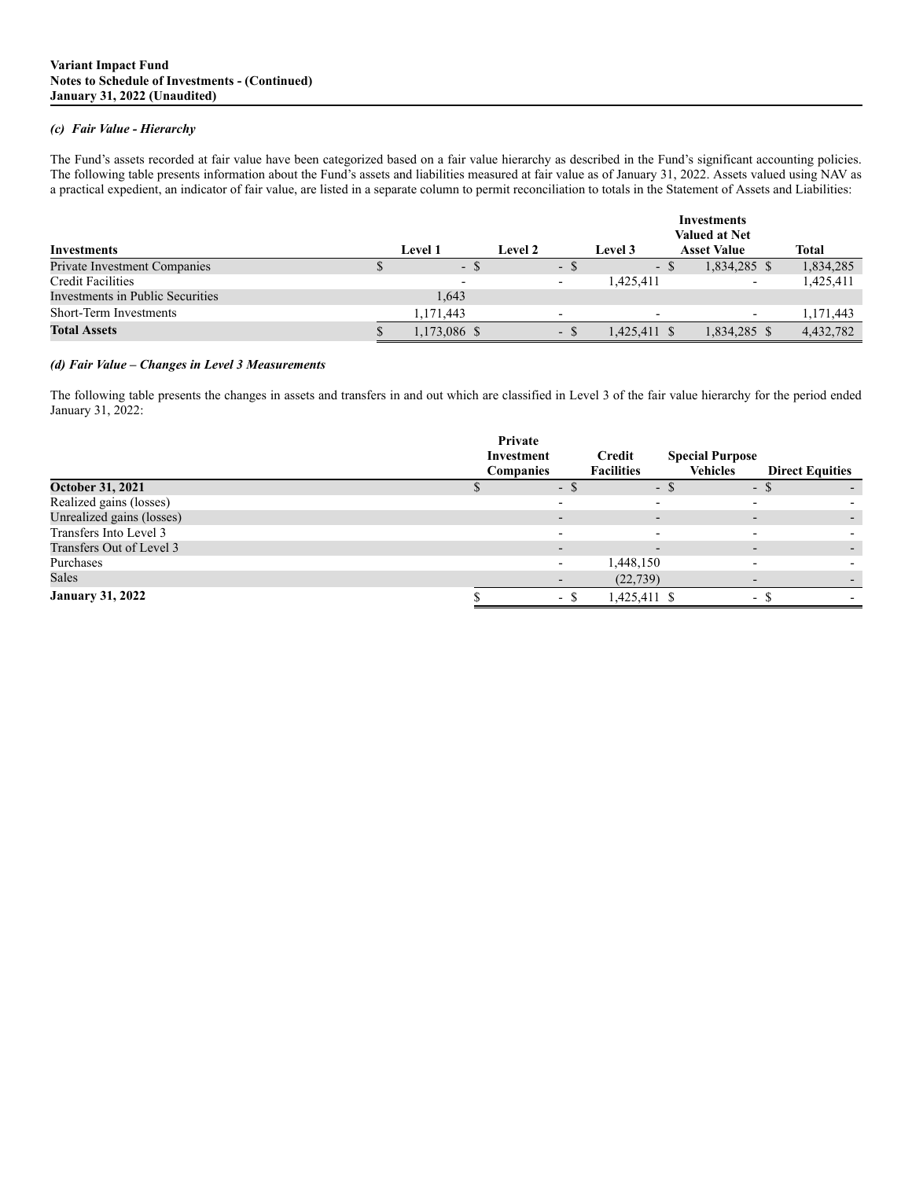Variant Impact Fund
Notes to Schedule of Investments - (Continued)
January 31, 2022 (Unaudited)

### *(c) Fair Value - Hierarchy*

The Fund's assets recorded at fair value have been categorized based on a fair value hierarchy as described in the Fund's significant accounting policies. The following table presents information about the Fund's assets and liabilities measured at fair value as of January 31, 2022. Assets valued using NAV as a practical expedient, an indicator of fair value, are listed in a separate column to permit reconciliation to totals in the Statement of Assets and Liabilities:

| Investments | Level 1 | Level 2 | Level 3 | Investments Valued at Net Asset Value | Total |
|---|---|---|---|---|---|
| Private Investment Companies | $ - | $ - | $ - | $ 1,834,285 | $ 1,834,285 |
| Credit Facilities | - | - | 1,425,411 | - | 1,425,411 |
| Investments in Public Securities | 1,643 | | | | |
| Short-Term Investments | 1,171,443 | - | - | - | 1,171,443 |
| **Total Assets** | $ 1,173,086 | $ - | $ 1,425,411 | $ 1,834,285 | $ 4,432,782 |

### *(d) Fair Value – Changes in Level 3 Measurements*

The following table presents the changes in assets and transfers in and out which are classified in Level 3 of the fair value hierarchy for the period ended January 31, 2022:

| | Private Investment Companies | Credit Facilities | Special Purpose Vehicles | Direct Equities |
|---|---|---|---|---|
| **October 31, 2021** | $ - | $ - | $ - | $ - |
| Realized gains (losses) | - | - | - | - |
| Unrealized gains (losses) | - | - | - | - |
| Transfers Into Level 3 | - | - | - | - |
| Transfers Out of Level 3 | - | - | - | - |
| Purchases | - | 1,448,150 | - | - |
| Sales | - | (22,739) | - | - |
| **January 31, 2022** | $ - | $ 1,425,411 | $ - | $ - |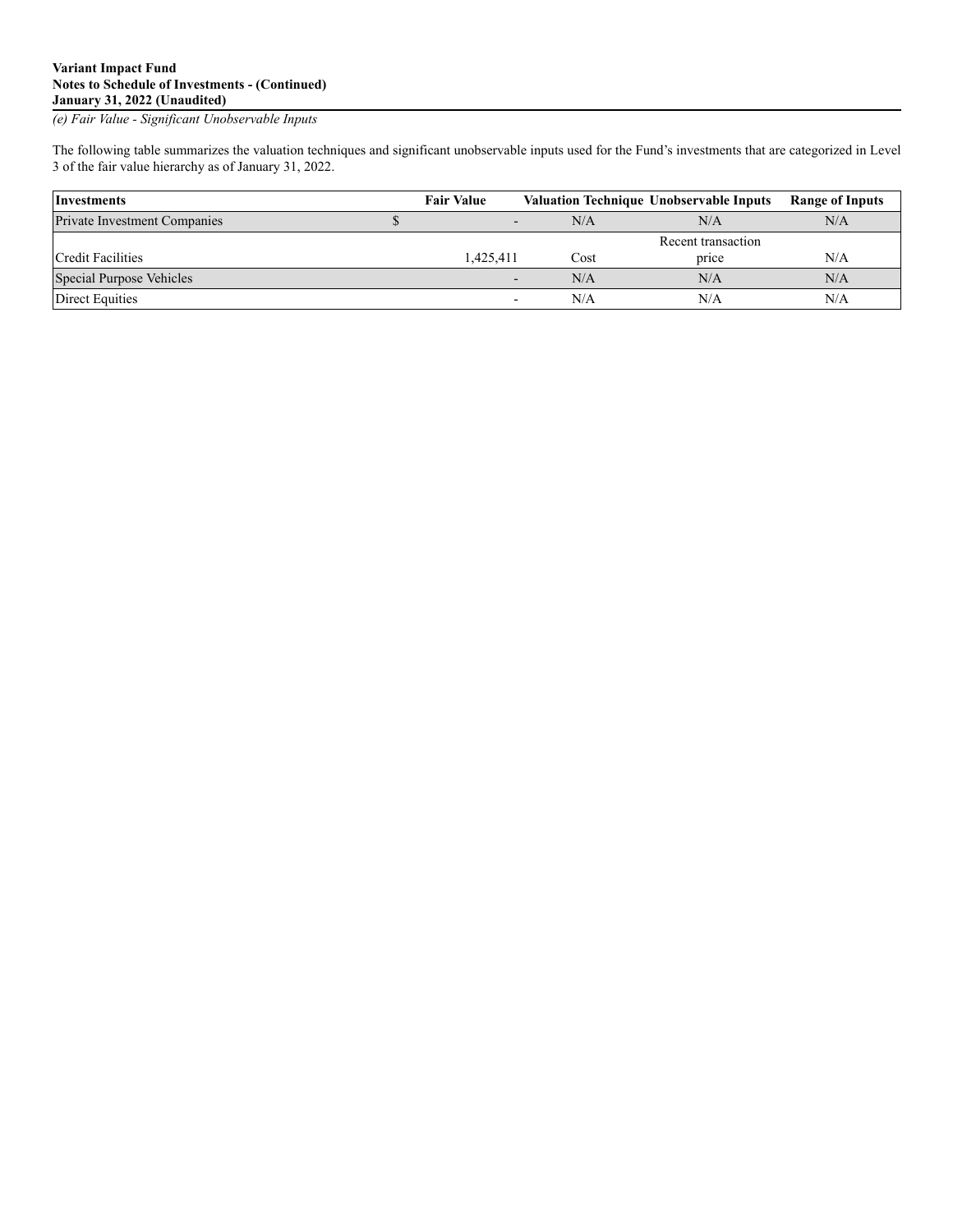**Variant Impact Fund**
**Notes to Schedule of Investments - (Continued)**
**January 31, 2022 (Unaudited)**

*(e) Fair Value - Significant Unobservable Inputs*

The following table summarizes the valuation techniques and significant unobservable inputs used for the Fund's investments that are categorized in Level 3 of the fair value hierarchy as of January 31, 2022.

| Investments | Fair Value | Valuation Technique | Unobservable Inputs | Range of Inputs |
|---|---|---|---|---|
| Private Investment Companies | $ - | N/A | N/A | N/A |
| Credit Facilities | 1,425,411 | Cost | Recent transaction price | N/A |
| Special Purpose Vehicles | - | N/A | N/A | N/A |
| Direct Equities | - | N/A | N/A | N/A |